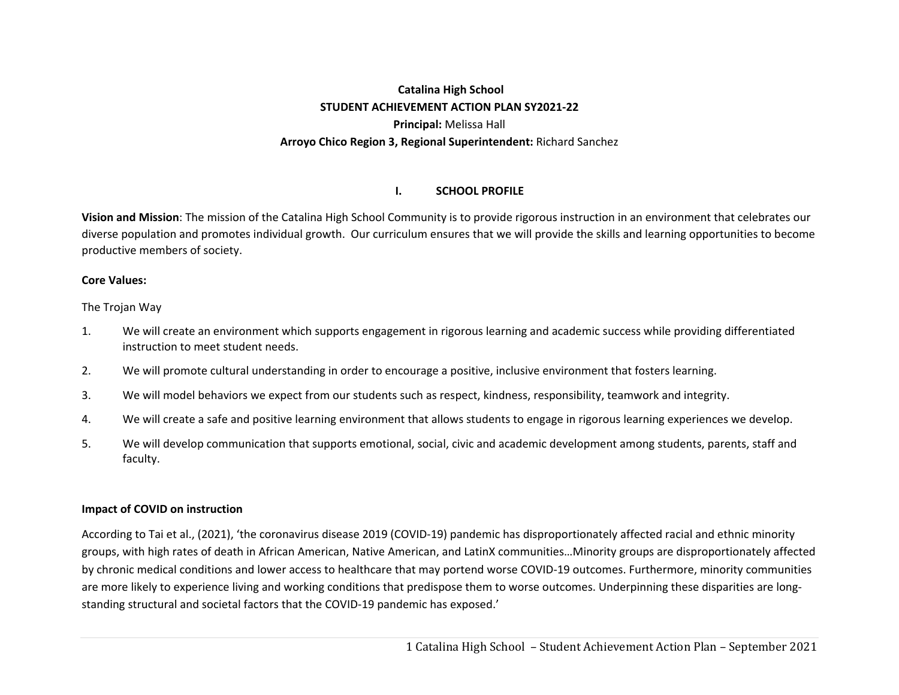**Catalina High School**

**STUDENT ACHIEVEMENT ACTION PLAN SY2021-22**

**Principal:** Melissa Hall

**Arroyo Chico Region 3, Regional Superintendent:** Richard Sanchez

## I. SCHOOL PROFILE

**Vision and Mission**: The mission of the Catalina High School Community is to provide rigorous instruction in an environment that celebrates our diverse population and promotes individual growth. Our curriculum ensures that we will provide the skills and learning opportunities to become productive members of society.

**Core Values:**

The Trojan Way

1. We will create an environment which supports engagement in rigorous learning and academic success while providing differentiated instruction to meet student needs.
2. We will promote cultural understanding in order to encourage a positive, inclusive environment that fosters learning.
3. We will model behaviors we expect from our students such as respect, kindness, responsibility, teamwork and integrity.
4. We will create a safe and positive learning environment that allows students to engage in rigorous learning experiences we develop.
5. We will develop communication that supports emotional, social, civic and academic development among students, parents, staff and faculty.

**Impact of COVID on instruction**

According to Tai et al., (2021), 'the coronavirus disease 2019 (COVID-19) pandemic has disproportionately affected racial and ethnic minority groups, with high rates of death in African American, Native American, and LatinX communities…Minority groups are disproportionately affected by chronic medical conditions and lower access to healthcare that may portend worse COVID-19 outcomes. Furthermore, minority communities are more likely to experience living and working conditions that predispose them to worse outcomes. Underpinning these disparities are long-standing structural and societal factors that the COVID-19 pandemic has exposed.'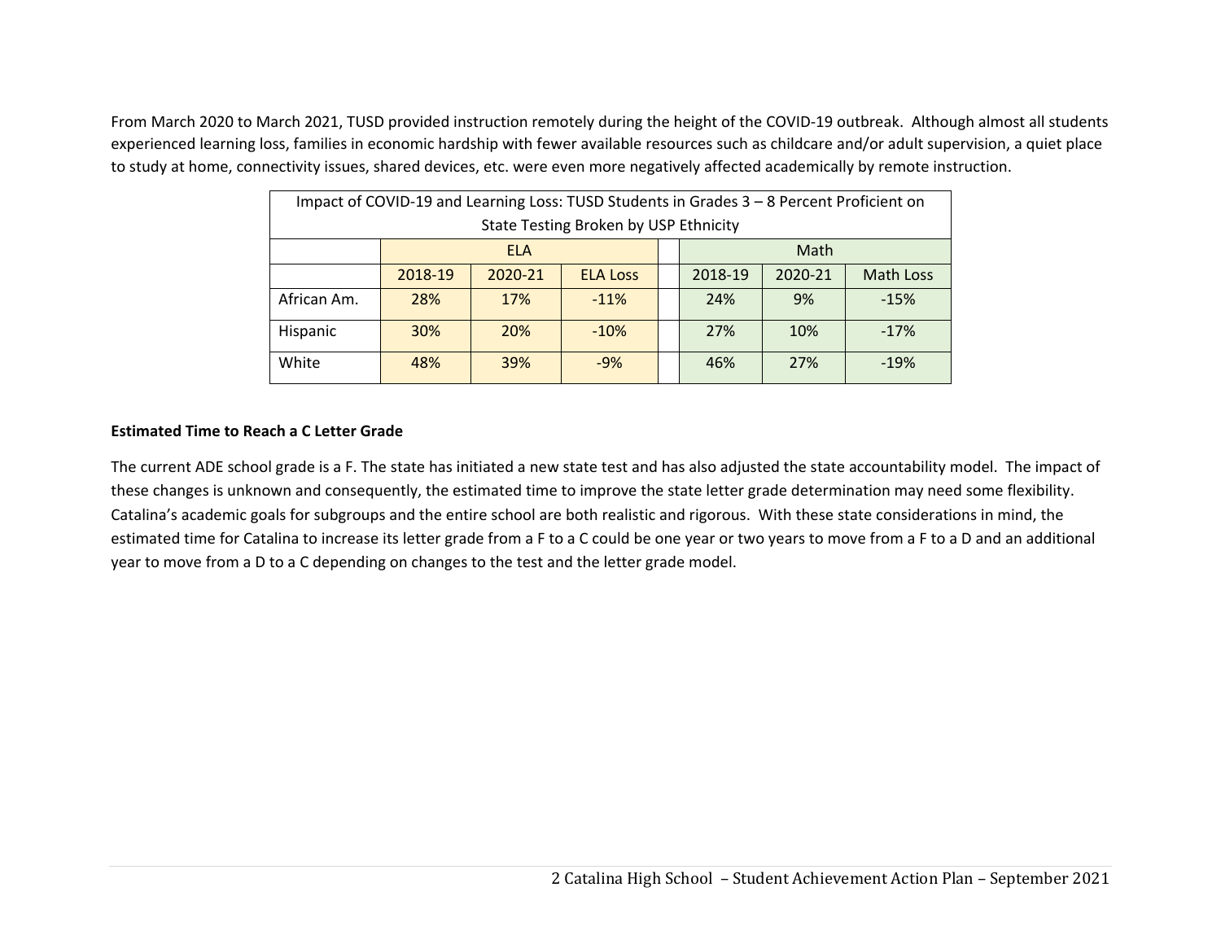From March 2020 to March 2021, TUSD provided instruction remotely during the height of the COVID-19 outbreak. Although almost all students experienced learning loss, families in economic hardship with fewer available resources such as childcare and/or adult supervision, a quiet place to study at home, connectivity issues, shared devices, etc. were even more negatively affected academically by remote instruction.

| Impact of COVID-19 and Learning Loss: TUSD Students in Grades 3 – 8 Percent Proficient on State Testing Broken by USP Ethnicity | | | | | | | |
|---|---|---|---|---|---|---|---|
| | ELA | | | | Math | | |
| | 2018-19 | 2020-21 | ELA Loss | | 2018-19 | 2020-21 | Math Loss |
| African Am. | 28% | 17% | -11% | | 24% | 9% | -15% |
| Hispanic | 30% | 20% | -10% | | 27% | 10% | -17% |
| White | 48% | 39% | -9% | | 46% | 27% | -19% |

**Estimated Time to Reach a C Letter Grade**

The current ADE school grade is a F. The state has initiated a new state test and has also adjusted the state accountability model. The impact of these changes is unknown and consequently, the estimated time to improve the state letter grade determination may need some flexibility. Catalina's academic goals for subgroups and the entire school are both realistic and rigorous. With these state considerations in mind, the estimated time for Catalina to increase its letter grade from a F to a C could be one year or two years to move from a F to a D and an additional year to move from a D to a C depending on changes to the test and the letter grade model.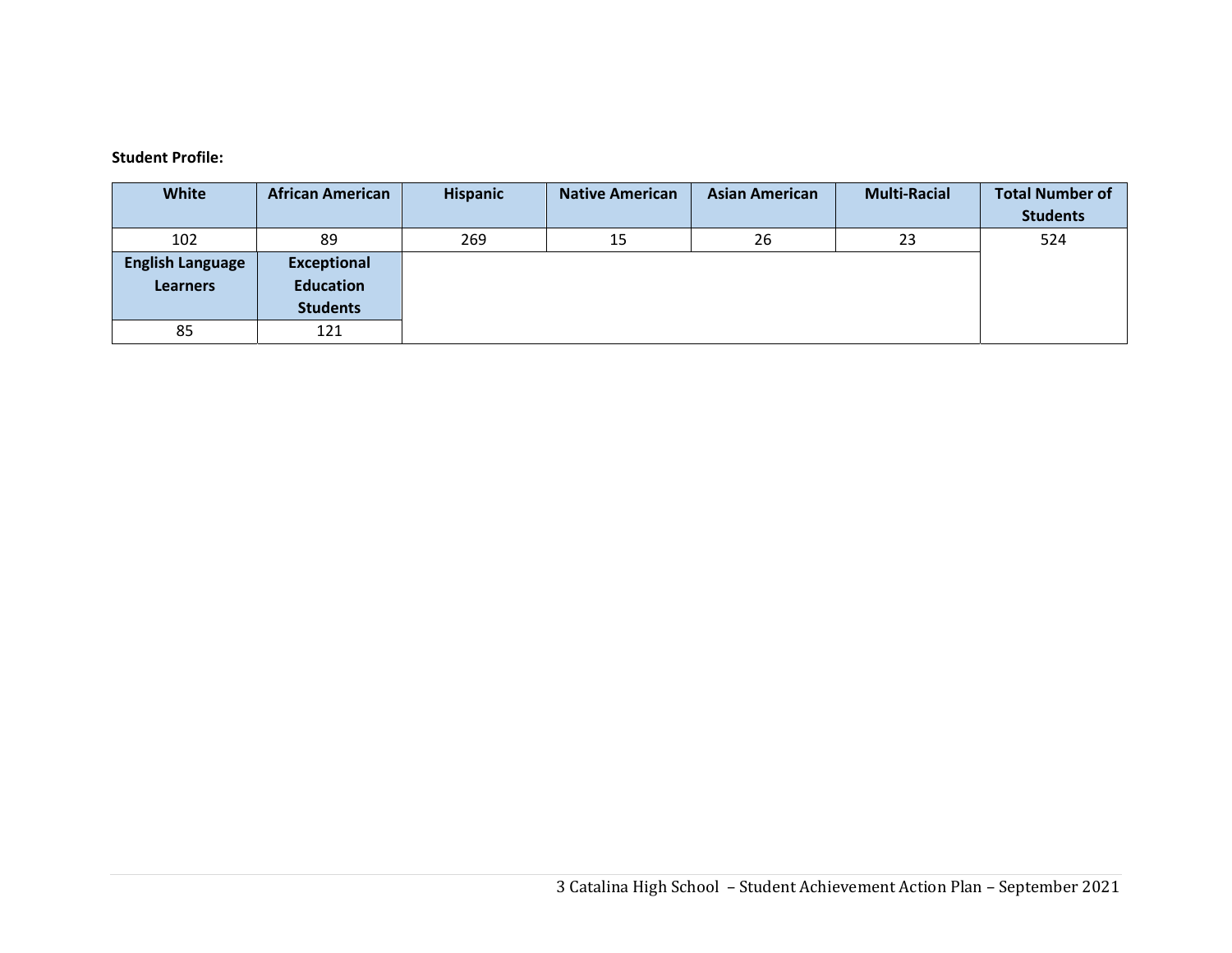**Student Profile:**

| White | African American | Hispanic | Native American | Asian American | Multi-Racial | Total Number of Students |
|---|---|---|---|---|---|---|
| 102 | 89 | 269 | 15 | 26 | 23 | 524 |
| **English Language Learners** | **Exceptional Education Students** | | | | | |
| 85 | 121 | | | | | |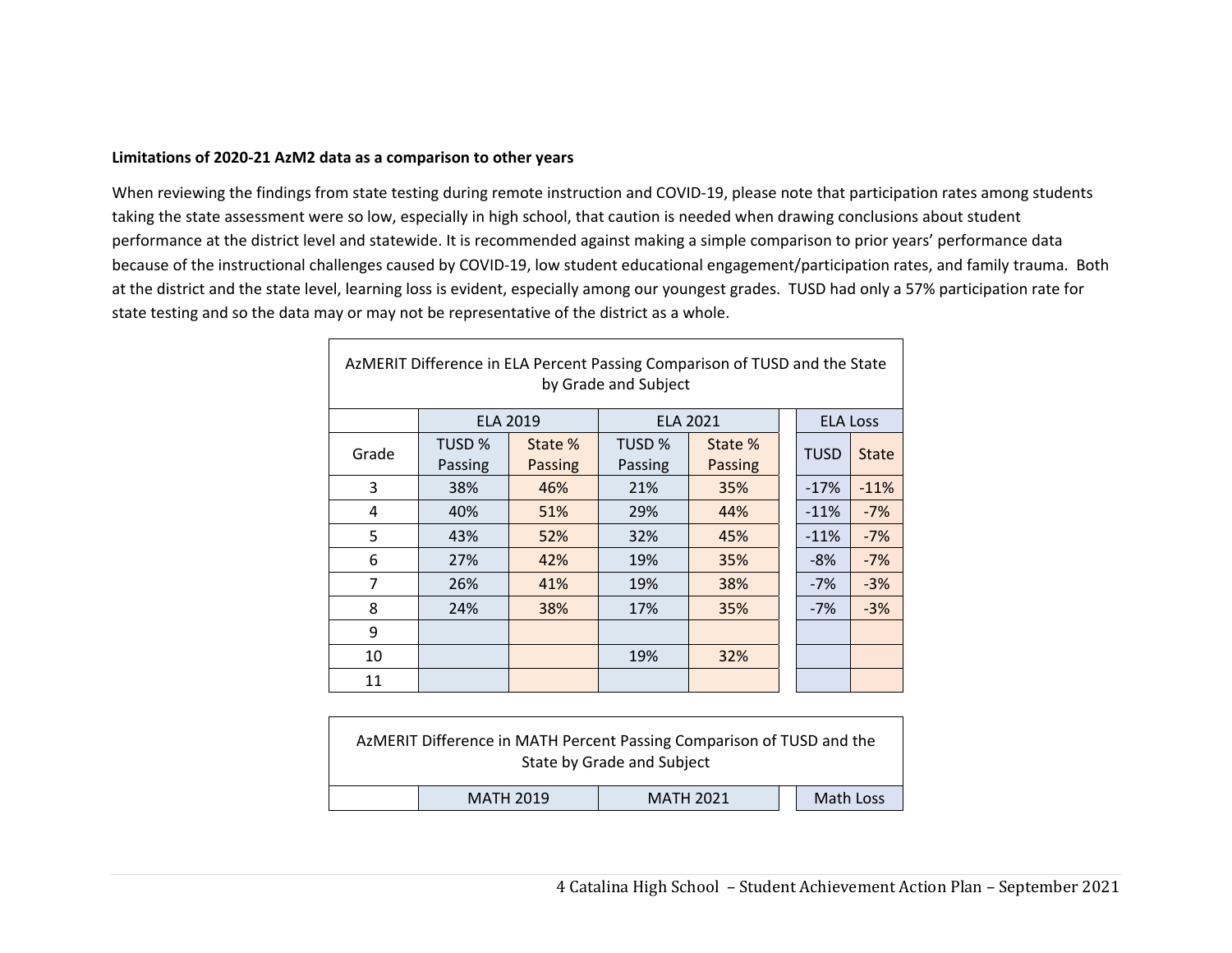**Limitations of 2020-21 AzM2 data as a comparison to other years**

When reviewing the findings from state testing during remote instruction and COVID-19, please note that participation rates among students taking the state assessment were so low, especially in high school, that caution is needed when drawing conclusions about student performance at the district level and statewide. It is recommended against making a simple comparison to prior years' performance data because of the instructional challenges caused by COVID-19, low student educational engagement/participation rates, and family trauma. Both at the district and the state level, learning loss is evident, especially among our youngest grades. TUSD had only a 57% participation rate for state testing and so the data may or may not be representative of the district as a whole.

AzMERIT Difference in ELA Percent Passing Comparison of TUSD and the State by Grade and Subject

| | ELA 2019 | | ELA 2021 | | ELA Loss | |
|---|---|---|---|---|---|---|
| Grade | TUSD % Passing | State % Passing | TUSD % Passing | State % Passing | TUSD | State |
| 3 | 38% | 46% | 21% | 35% | -17% | -11% |
| 4 | 40% | 51% | 29% | 44% | -11% | -7% |
| 5 | 43% | 52% | 32% | 45% | -11% | -7% |
| 6 | 27% | 42% | 19% | 35% | -8% | -7% |
| 7 | 26% | 41% | 19% | 38% | -7% | -3% |
| 8 | 24% | 38% | 17% | 35% | -7% | -3% |
| 9 | | | | | | |
| 10 | | | 19% | 32% | | |
| 11 | | | | | | |

AzMERIT Difference in MATH Percent Passing Comparison of TUSD and the State by Grade and Subject

| | MATH 2019 | | MATH 2021 | | Math Loss | |
|---|---|---|---|---|---|---|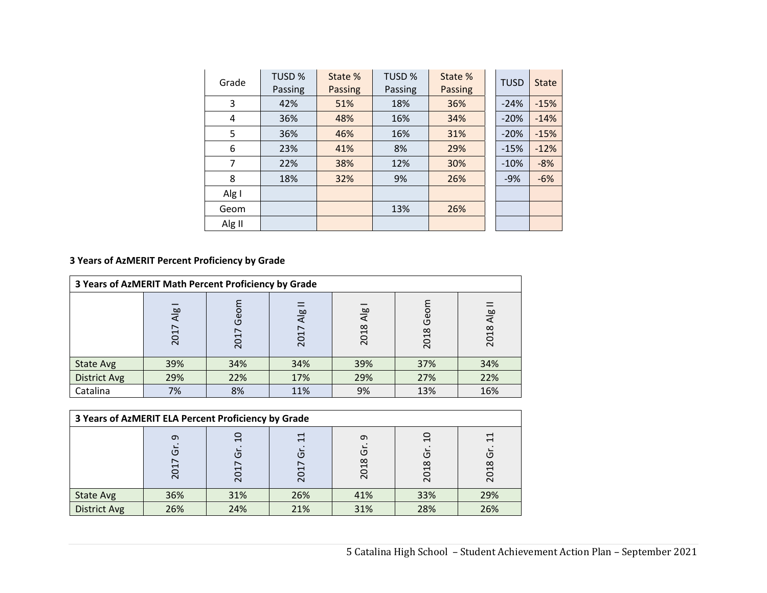| Grade | TUSD % Passing | State % Passing | TUSD % Passing | State % Passing | | TUSD | State |
|---|---|---|---|---|---|---|---|
| 3 | 42% | 51% | 18% | 36% | | -24% | -15% |
| 4 | 36% | 48% | 16% | 34% | | -20% | -14% |
| 5 | 36% | 46% | 16% | 31% | | -20% | -15% |
| 6 | 23% | 41% | 8% | 29% | | -15% | -12% |
| 7 | 22% | 38% | 12% | 30% | | -10% | -8% |
| 8 | 18% | 32% | 9% | 26% | | -9% | -6% |
| Alg I | | | | | | | |
| Geom | | | 13% | 26% | | | |
| Alg II | | | | | | | |

**3 Years of AzMERIT Percent Proficiency by Grade**

| 3 Years of AzMERIT Math Percent Proficiency by Grade | | | | | | |
|---|---|---|---|---|---|---|
| | 2017 Alg I | 2017 Geom | 2017 Alg II | 2018 Alg I | 2018 Geom | 2018 Alg II |
| State Avg | 39% | 34% | 34% | 39% | 37% | 34% |
| District Avg | 29% | 22% | 17% | 29% | 27% | 22% |
| Catalina | 7% | 8% | 11% | 9% | 13% | 16% |

| 3 Years of AzMERIT ELA Percent Proficiency by Grade | | | | | | |
|---|---|---|---|---|---|---|
| | 2017 Gr. 9 | 2017 Gr. 10 | 2017 Gr. 11 | 2018 Gr. 9 | 2018 Gr. 10 | 2018 Gr. 11 |
| State Avg | 36% | 31% | 26% | 41% | 33% | 29% |
| District Avg | 26% | 24% | 21% | 31% | 28% | 26% |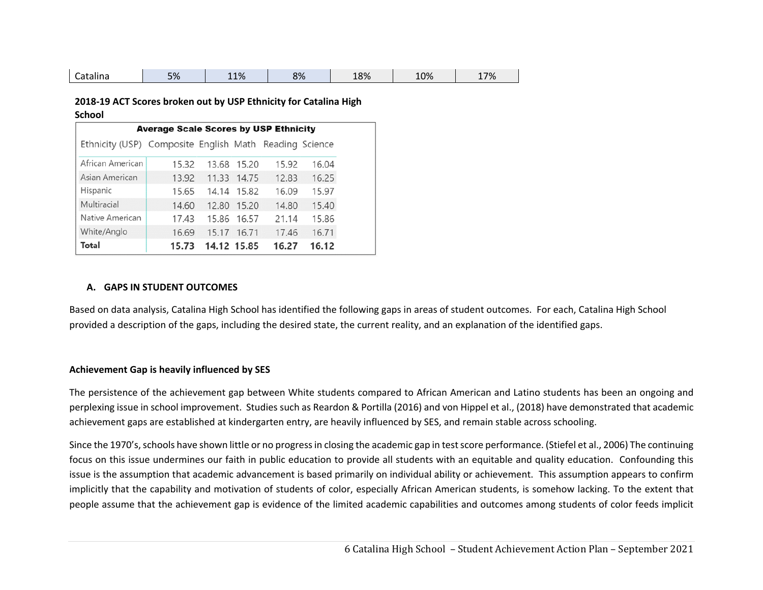| Catalina | 5% | 11% | 8% | 18% | 10% | 17% |
|---|---|---|---|---|---|---|

**2018-19 ACT Scores broken out by USP Ethnicity for Catalina High School**

**Average Scale Scores by USP Ethnicity**

| Ethnicity (USP) | Composite | English | Math | Reading | Science |
|---|---|---|---|---|---|
| African American | 15.32 | 13.68 | 15.20 | 15.92 | 16.04 |
| Asian American | 13.92 | 11.33 | 14.75 | 12.83 | 16.25 |
| Hispanic | 15.65 | 14.14 | 15.82 | 16.09 | 15.97 |
| Multiracial | 14.60 | 12.80 | 15.20 | 14.80 | 15.40 |
| Native American | 17.43 | 15.86 | 16.57 | 21.14 | 15.86 |
| White/Anglo | 16.69 | 15.17 | 16.71 | 17.46 | 16.71 |
| **Total** | **15.73** | **14.12** | **15.85** | **16.27** | **16.12** |

## A. GAPS IN STUDENT OUTCOMES

Based on data analysis, Catalina High School has identified the following gaps in areas of student outcomes. For each, Catalina High School provided a description of the gaps, including the desired state, the current reality, and an explanation of the identified gaps.

### Achievement Gap is heavily influenced by SES

The persistence of the achievement gap between White students compared to African American and Latino students has been an ongoing and perplexing issue in school improvement. Studies such as Reardon & Portilla (2016) and von Hippel et al., (2018) have demonstrated that academic achievement gaps are established at kindergarten entry, are heavily influenced by SES, and remain stable across schooling.

Since the 1970's, schools have shown little or no progress in closing the academic gap in test score performance. (Stiefel et al., 2006) The continuing focus on this issue undermines our faith in public education to provide all students with an equitable and quality education. Confounding this issue is the assumption that academic advancement is based primarily on individual ability or achievement. This assumption appears to confirm implicitly that the capability and motivation of students of color, especially African American students, is somehow lacking. To the extent that people assume that the achievement gap is evidence of the limited academic capabilities and outcomes among students of color feeds implicit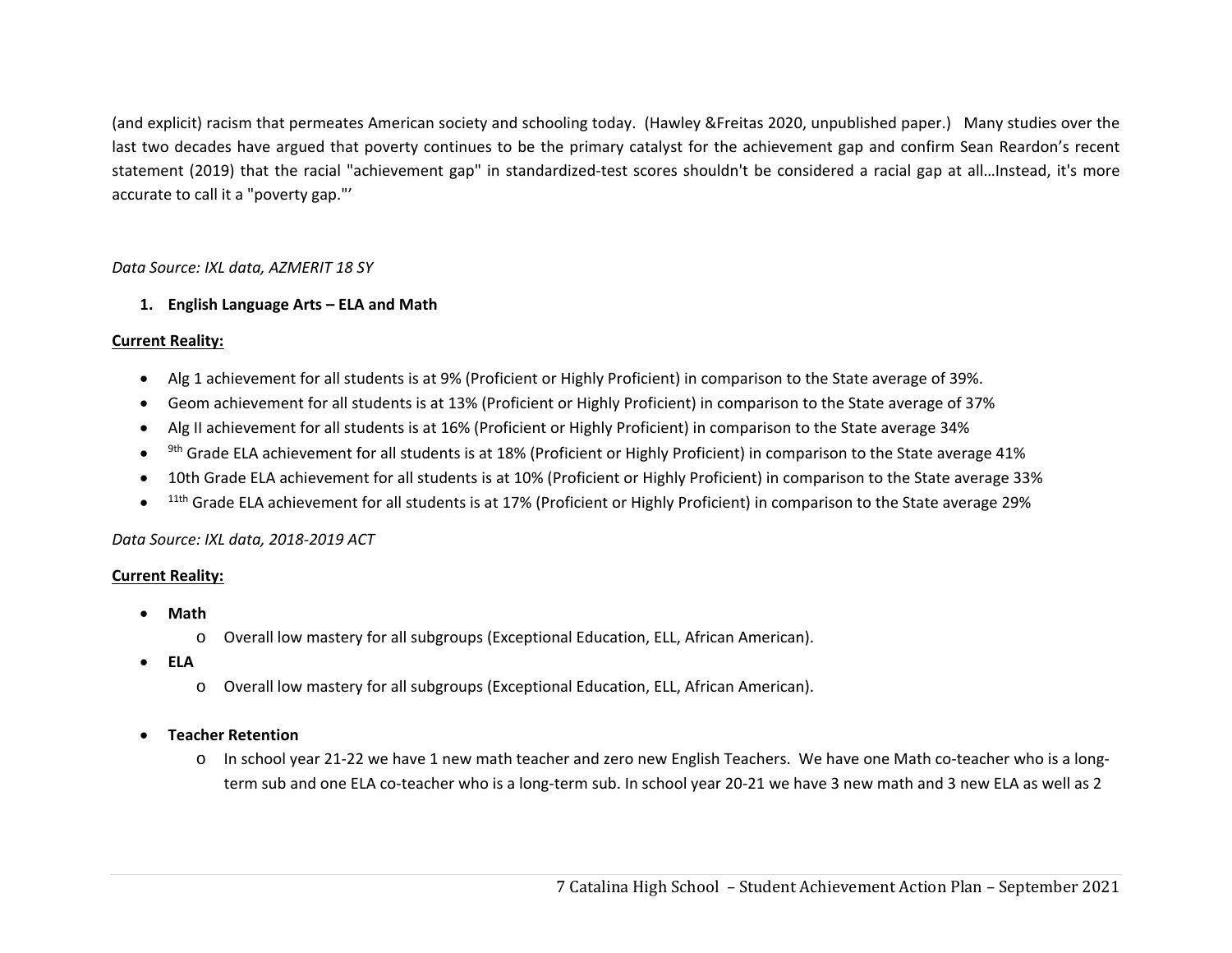(and explicit) racism that permeates American society and schooling today. (Hawley &Freitas 2020, unpublished paper.) Many studies over the last two decades have argued that poverty continues to be the primary catalyst for the achievement gap and confirm Sean Reardon's recent statement (2019) that the racial "achievement gap" in standardized-test scores shouldn't be considered a racial gap at all…Instead, it's more accurate to call it a "poverty gap."'

*Data Source: IXL data, AZMERIT 18 SY*

1. **English Language Arts – ELA and Math**

**Current Reality:**

- Alg 1 achievement for all students is at 9% (Proficient or Highly Proficient) in comparison to the State average of 39%.
- Geom achievement for all students is at 13% (Proficient or Highly Proficient) in comparison to the State average of 37%
- Alg II achievement for all students is at 16% (Proficient or Highly Proficient) in comparison to the State average 34%
- 9th Grade ELA achievement for all students is at 18% (Proficient or Highly Proficient) in comparison to the State average 41%
- 10th Grade ELA achievement for all students is at 10% (Proficient or Highly Proficient) in comparison to the State average 33%
- 11th Grade ELA achievement for all students is at 17% (Proficient or Highly Proficient) in comparison to the State average 29%

*Data Source: IXL data, 2018-2019 ACT*

**Current Reality:**

- **Math**
  - Overall low mastery for all subgroups (Exceptional Education, ELL, African American).
- **ELA**
  - Overall low mastery for all subgroups (Exceptional Education, ELL, African American).
- **Teacher Retention**
  - In school year 21-22 we have 1 new math teacher and zero new English Teachers. We have one Math co-teacher who is a long-term sub and one ELA co-teacher who is a long-term sub. In school year 20-21 we have 3 new math and 3 new ELA as well as 2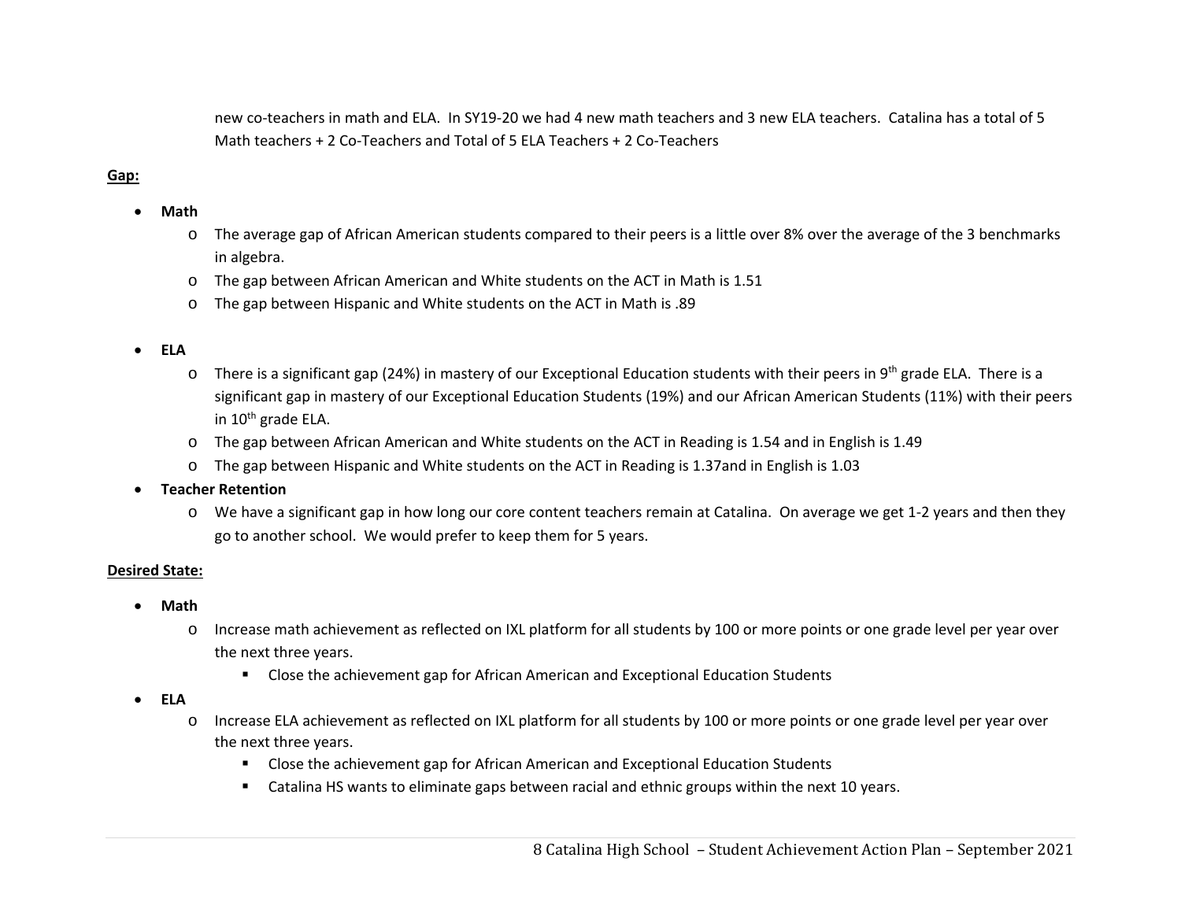new co-teachers in math and ELA. In SY19-20 we had 4 new math teachers and 3 new ELA teachers. Catalina has a total of 5 Math teachers + 2 Co-Teachers and Total of 5 ELA Teachers + 2 Co-Teachers

**Gap:**

- **Math**
  - The average gap of African American students compared to their peers is a little over 8% over the average of the 3 benchmarks in algebra.
  - The gap between African American and White students on the ACT in Math is 1.51
  - The gap between Hispanic and White students on the ACT in Math is .89

- **ELA**
  - There is a significant gap (24%) in mastery of our Exceptional Education students with their peers in 9th grade ELA. There is a significant gap in mastery of our Exceptional Education Students (19%) and our African American Students (11%) with their peers in 10th grade ELA.
  - The gap between African American and White students on the ACT in Reading is 1.54 and in English is 1.49
  - The gap between Hispanic and White students on the ACT in Reading is 1.37and in English is 1.03
- **Teacher Retention**
  - We have a significant gap in how long our core content teachers remain at Catalina. On average we get 1-2 years and then they go to another school. We would prefer to keep them for 5 years.

**Desired State:**

- **Math**
  - Increase math achievement as reflected on IXL platform for all students by 100 or more points or one grade level per year over the next three years.
    - Close the achievement gap for African American and Exceptional Education Students
- **ELA**
  - Increase ELA achievement as reflected on IXL platform for all students by 100 or more points or one grade level per year over the next three years.
    - Close the achievement gap for African American and Exceptional Education Students
    - Catalina HS wants to eliminate gaps between racial and ethnic groups within the next 10 years.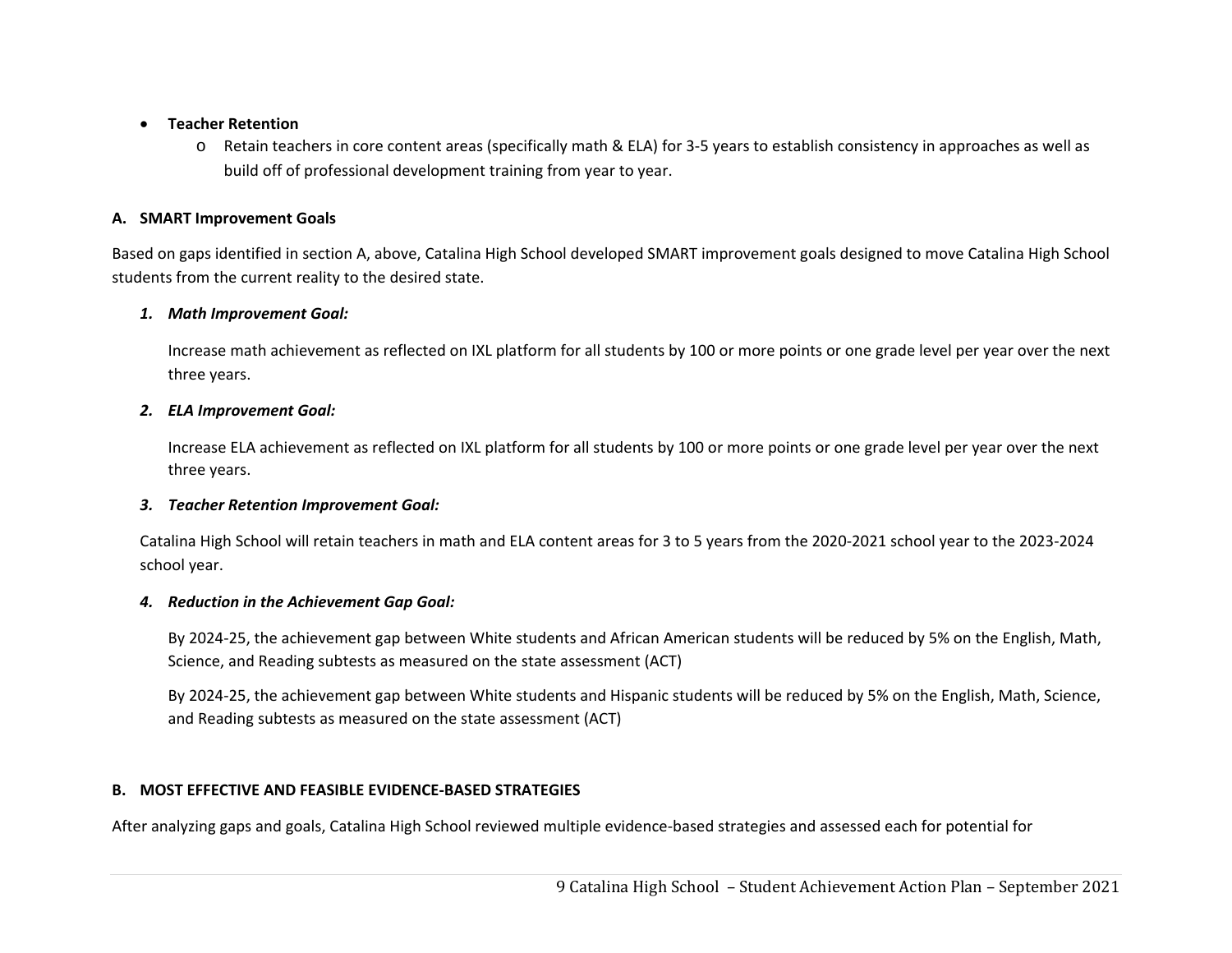- **Teacher Retention**
  - Retain teachers in core content areas (specifically math & ELA) for 3-5 years to establish consistency in approaches as well as build off of professional development training from year to year.

## A. SMART Improvement Goals

Based on gaps identified in section A, above, Catalina High School developed SMART improvement goals designed to move Catalina High School students from the current reality to the desired state.

### *1. Math Improvement Goal:*

Increase math achievement as reflected on IXL platform for all students by 100 or more points or one grade level per year over the next three years.

### *2. ELA Improvement Goal:*

Increase ELA achievement as reflected on IXL platform for all students by 100 or more points or one grade level per year over the next three years.

### *3. Teacher Retention Improvement Goal:*

Catalina High School will retain teachers in math and ELA content areas for 3 to 5 years from the 2020-2021 school year to the 2023-2024 school year.

### *4. Reduction in the Achievement Gap Goal:*

By 2024-25, the achievement gap between White students and African American students will be reduced by 5% on the English, Math, Science, and Reading subtests as measured on the state assessment (ACT)

By 2024-25, the achievement gap between White students and Hispanic students will be reduced by 5% on the English, Math, Science, and Reading subtests as measured on the state assessment (ACT)

## B. MOST EFFECTIVE AND FEASIBLE EVIDENCE-BASED STRATEGIES

After analyzing gaps and goals, Catalina High School reviewed multiple evidence-based strategies and assessed each for potential for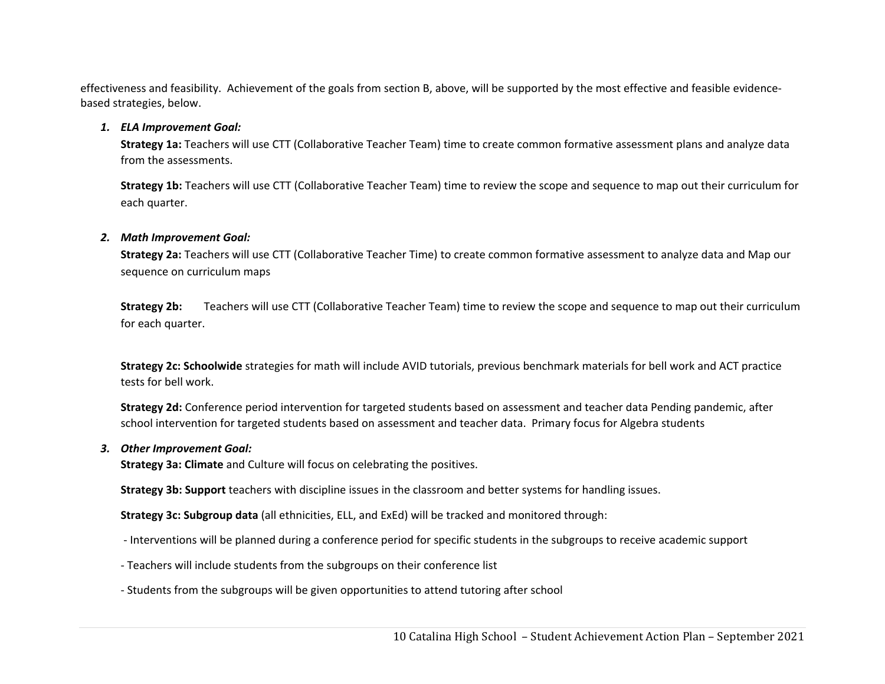effectiveness and feasibility. Achievement of the goals from section B, above, will be supported by the most effective and feasible evidence-based strategies, below.

1. ***ELA Improvement Goal:***

   **Strategy 1a:** Teachers will use CTT (Collaborative Teacher Team) time to create common formative assessment plans and analyze data from the assessments.

   **Strategy 1b:** Teachers will use CTT (Collaborative Teacher Team) time to review the scope and sequence to map out their curriculum for each quarter.

2. ***Math Improvement Goal:***

   **Strategy 2a:** Teachers will use CTT (Collaborative Teacher Time) to create common formative assessment to analyze data and Map our sequence on curriculum maps

   **Strategy 2b:** Teachers will use CTT (Collaborative Teacher Team) time to review the scope and sequence to map out their curriculum for each quarter.

   **Strategy 2c: Schoolwide** strategies for math will include AVID tutorials, previous benchmark materials for bell work and ACT practice tests for bell work.

   **Strategy 2d:** Conference period intervention for targeted students based on assessment and teacher data Pending pandemic, after school intervention for targeted students based on assessment and teacher data. Primary focus for Algebra students

3. ***Other Improvement Goal:***

   **Strategy 3a: Climate** and Culture will focus on celebrating the positives.

   **Strategy 3b: Support** teachers with discipline issues in the classroom and better systems for handling issues.

   **Strategy 3c: Subgroup data** (all ethnicities, ELL, and ExEd) will be tracked and monitored through:

   - Interventions will be planned during a conference period for specific students in the subgroups to receive academic support
   - Teachers will include students from the subgroups on their conference list
   - Students from the subgroups will be given opportunities to attend tutoring after school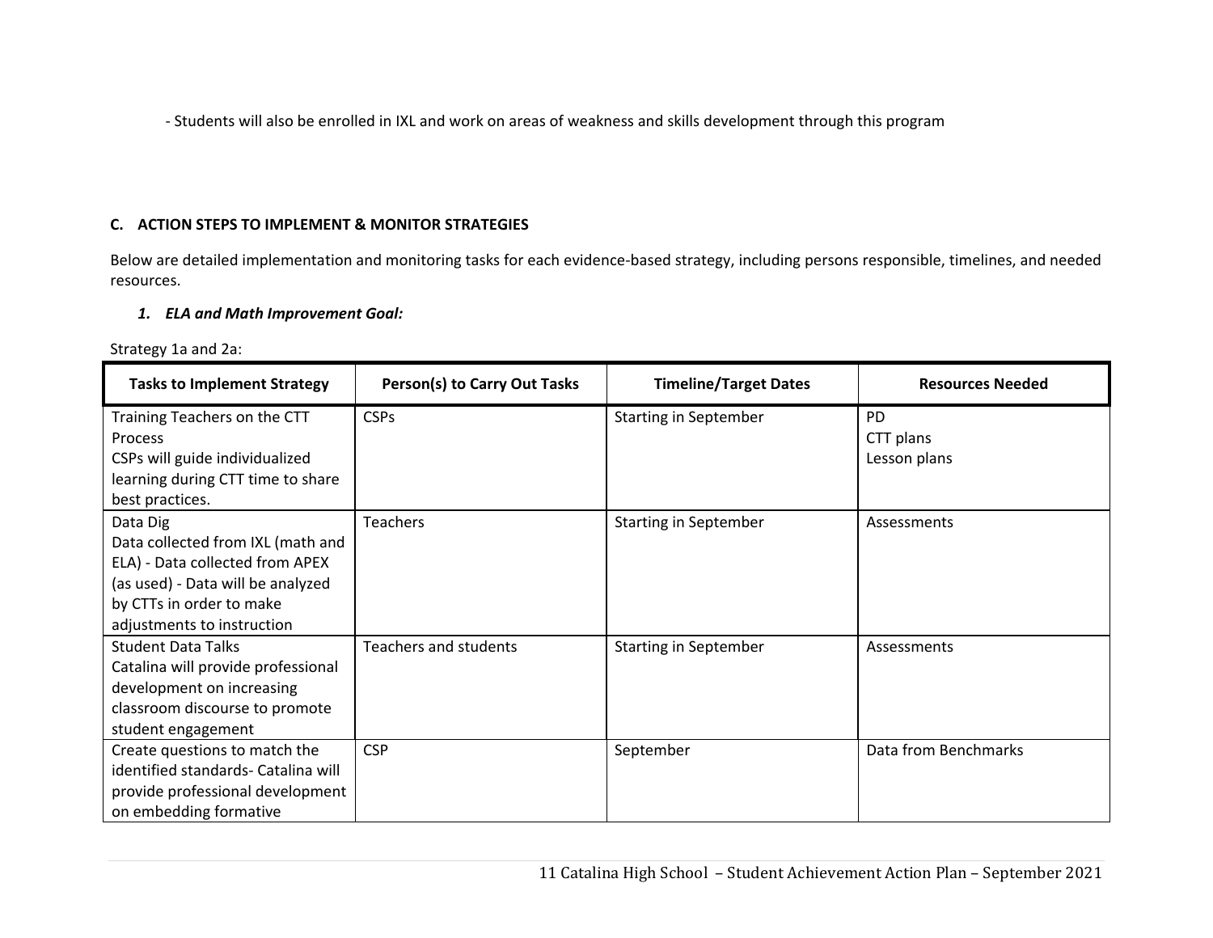- Students will also be enrolled in IXL and work on areas of weakness and skills development through this program

### C. ACTION STEPS TO IMPLEMENT & MONITOR STRATEGIES

Below are detailed implementation and monitoring tasks for each evidence-based strategy, including persons responsible, timelines, and needed resources.

#### *1. ELA and Math Improvement Goal:*

Strategy 1a and 2a:

| Tasks to Implement Strategy | Person(s) to Carry Out Tasks | Timeline/Target Dates | Resources Needed |
|---|---|---|---|
| Training Teachers on the CTT Process<br>CSPs will guide individualized learning during CTT time to share best practices. | CSPs | Starting in September | PD<br>CTT plans<br>Lesson plans |
| Data Dig<br>Data collected from IXL (math and ELA) - Data collected from APEX (as used) - Data will be analyzed by CTTs in order to make adjustments to instruction | Teachers | Starting in September | Assessments |
| Student Data Talks<br>Catalina will provide professional development on increasing classroom discourse to promote student engagement | Teachers and students | Starting in September | Assessments |
| Create questions to match the identified standards- Catalina will provide professional development on embedding formative | CSP | September | Data from Benchmarks |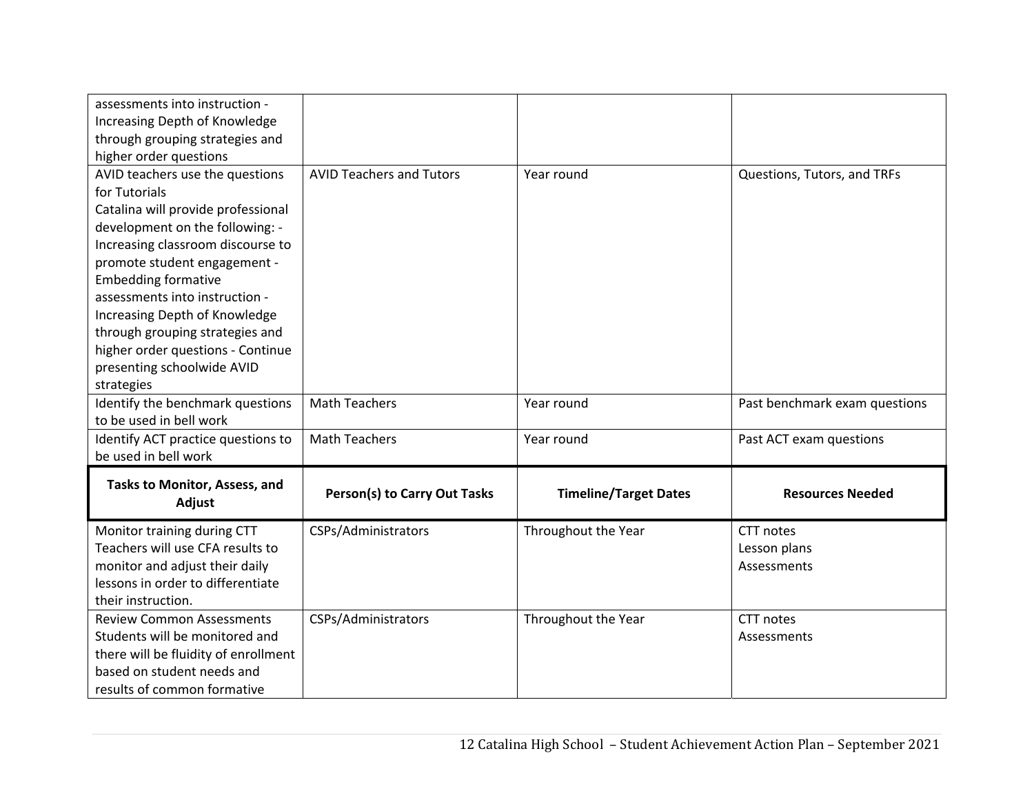| | | | |
|---|---|---|---|
| assessments into instruction - Increasing Depth of Knowledge through grouping strategies and higher order questions | | | |
| AVID teachers use the questions for Tutorials<br>Catalina will provide professional development on the following: - Increasing classroom discourse to promote student engagement - Embedding formative assessments into instruction - Increasing Depth of Knowledge through grouping strategies and higher order questions - Continue presenting schoolwide AVID strategies | AVID Teachers and Tutors | Year round | Questions, Tutors, and TRFs |
| Identify the benchmark questions to be used in bell work | Math Teachers | Year round | Past benchmark exam questions |
| Identify ACT practice questions to be used in bell work | Math Teachers | Year round | Past ACT exam questions |

| Tasks to Monitor, Assess, and Adjust | Person(s) to Carry Out Tasks | Timeline/Target Dates | Resources Needed |
|---|---|---|---|
| Monitor training during CTT<br>Teachers will use CFA results to monitor and adjust their daily lessons in order to differentiate their instruction. | CSPs/Administrators | Throughout the Year | CTT notes<br>Lesson plans<br>Assessments |
| Review Common Assessments<br>Students will be monitored and there will be fluidity of enrollment based on student needs and results of common formative | CSPs/Administrators | Throughout the Year | CTT notes<br>Assessments |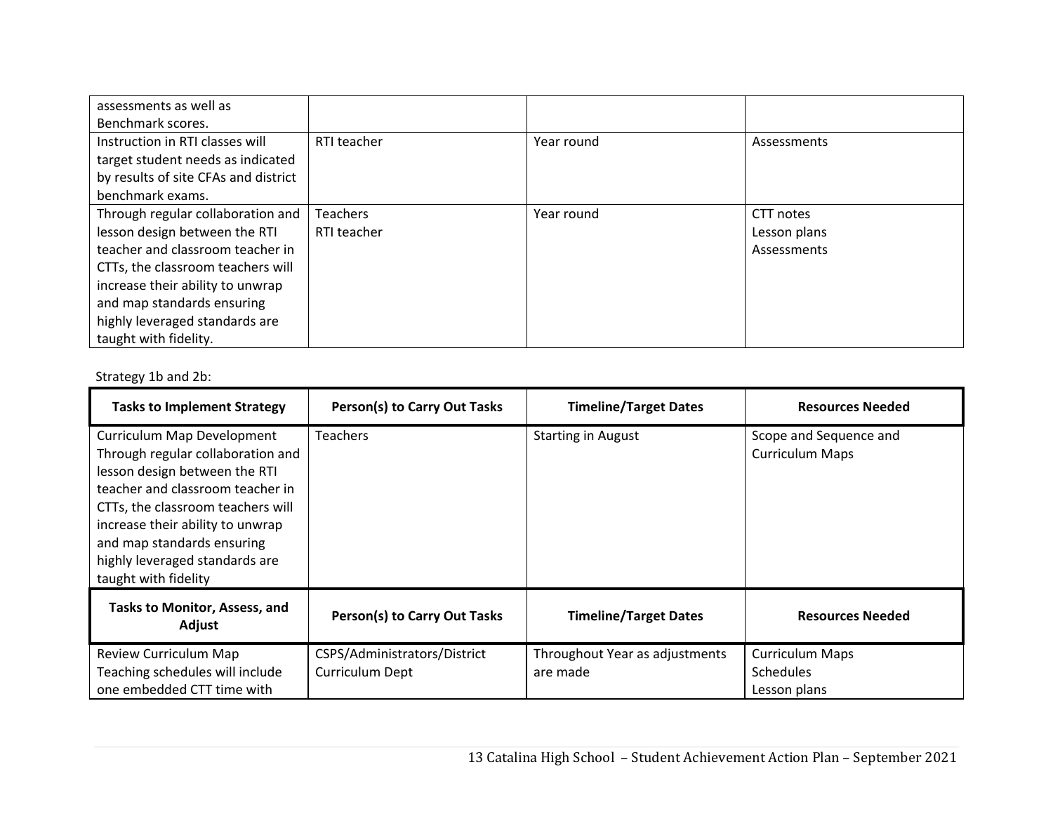| | | | |
|---|---|---|---|
| assessments as well as Benchmark scores. | | | |
| Instruction in RTI classes will target student needs as indicated by results of site CFAs and district benchmark exams. | RTI teacher | Year round | Assessments |
| Through regular collaboration and lesson design between the RTI teacher and classroom teacher in CTTs, the classroom teachers will increase their ability to unwrap and map standards ensuring highly leveraged standards are taught with fidelity. | Teachers<br>RTI teacher | Year round | CTT notes<br>Lesson plans<br>Assessments |

Strategy 1b and 2b:

| Tasks to Implement Strategy | Person(s) to Carry Out Tasks | Timeline/Target Dates | Resources Needed |
|---|---|---|---|
| Curriculum Map Development<br>Through regular collaboration and lesson design between the RTI teacher and classroom teacher in CTTs, the classroom teachers will increase their ability to unwrap and map standards ensuring highly leveraged standards are taught with fidelity | Teachers | Starting in August | Scope and Sequence and Curriculum Maps |
| **Tasks to Monitor, Assess, and Adjust** | **Person(s) to Carry Out Tasks** | **Timeline/Target Dates** | **Resources Needed** |
| Review Curriculum Map<br>Teaching schedules will include one embedded CTT time with | CSPS/Administrators/District Curriculum Dept | Throughout Year as adjustments are made | Curriculum Maps<br>Schedules<br>Lesson plans |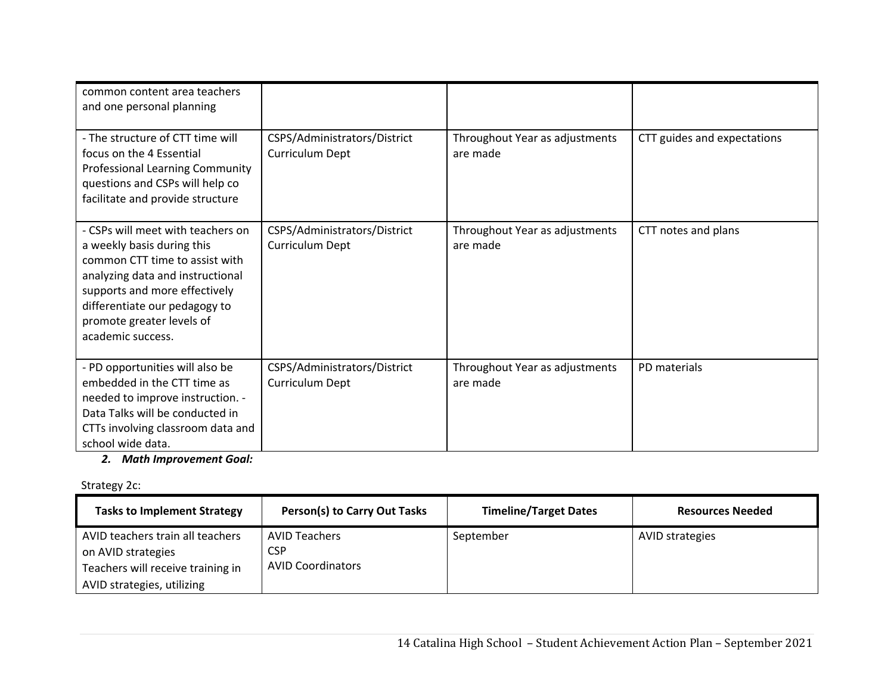| | | | |
|---|---|---|---|
| common content area teachers and one personal planning | | | |
| - The structure of CTT time will focus on the 4 Essential Professional Learning Community questions and CSPs will help co facilitate and provide structure | CSPS/Administrators/District Curriculum Dept | Throughout Year as adjustments are made | CTT guides and expectations |
| - CSPs will meet with teachers on a weekly basis during this common CTT time to assist with analyzing data and instructional supports and more effectively differentiate our pedagogy to promote greater levels of academic success. | CSPS/Administrators/District Curriculum Dept | Throughout Year as adjustments are made | CTT notes and plans |
| - PD opportunities will also be embedded in the CTT time as needed to improve instruction. - Data Talks will be conducted in CTTs involving classroom data and school wide data. | CSPS/Administrators/District Curriculum Dept | Throughout Year as adjustments are made | PD materials |

***2. Math Improvement Goal:***

Strategy 2c:

| Tasks to Implement Strategy | Person(s) to Carry Out Tasks | Timeline/Target Dates | Resources Needed |
|---|---|---|---|
| AVID teachers train all teachers on AVID strategies<br>Teachers will receive training in AVID strategies, utilizing | AVID Teachers<br>CSP<br>AVID Coordinators | September | AVID strategies |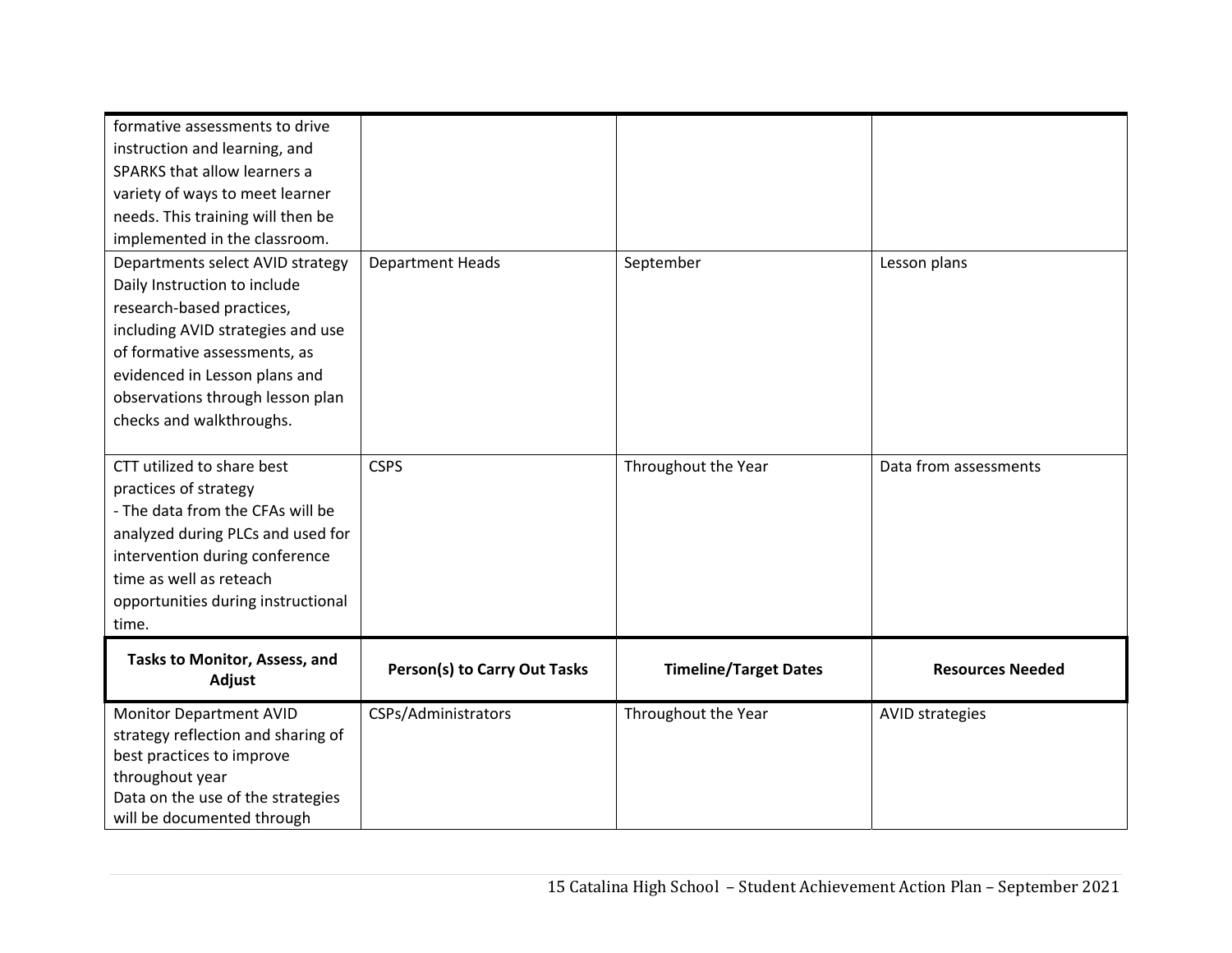| | | | |
|---|---|---|---|
| formative assessments to drive instruction and learning, and SPARKS that allow learners a variety of ways to meet learner needs. This training will then be implemented in the classroom. | | | |
| Departments select AVID strategy Daily Instruction to include research-based practices, including AVID strategies and use of formative assessments, as evidenced in Lesson plans and observations through lesson plan checks and walkthroughs. | Department Heads | September | Lesson plans |
| CTT utilized to share best practices of strategy<br>- The data from the CFAs will be analyzed during PLCs and used for intervention during conference time as well as reteach opportunities during instructional time. | CSPS | Throughout the Year | Data from assessments |
| **Tasks to Monitor, Assess, and Adjust** | **Person(s) to Carry Out Tasks** | **Timeline/Target Dates** | **Resources Needed** |
| Monitor Department AVID strategy reflection and sharing of best practices to improve throughout year<br>Data on the use of the strategies will be documented through | CSPs/Administrators | Throughout the Year | AVID strategies |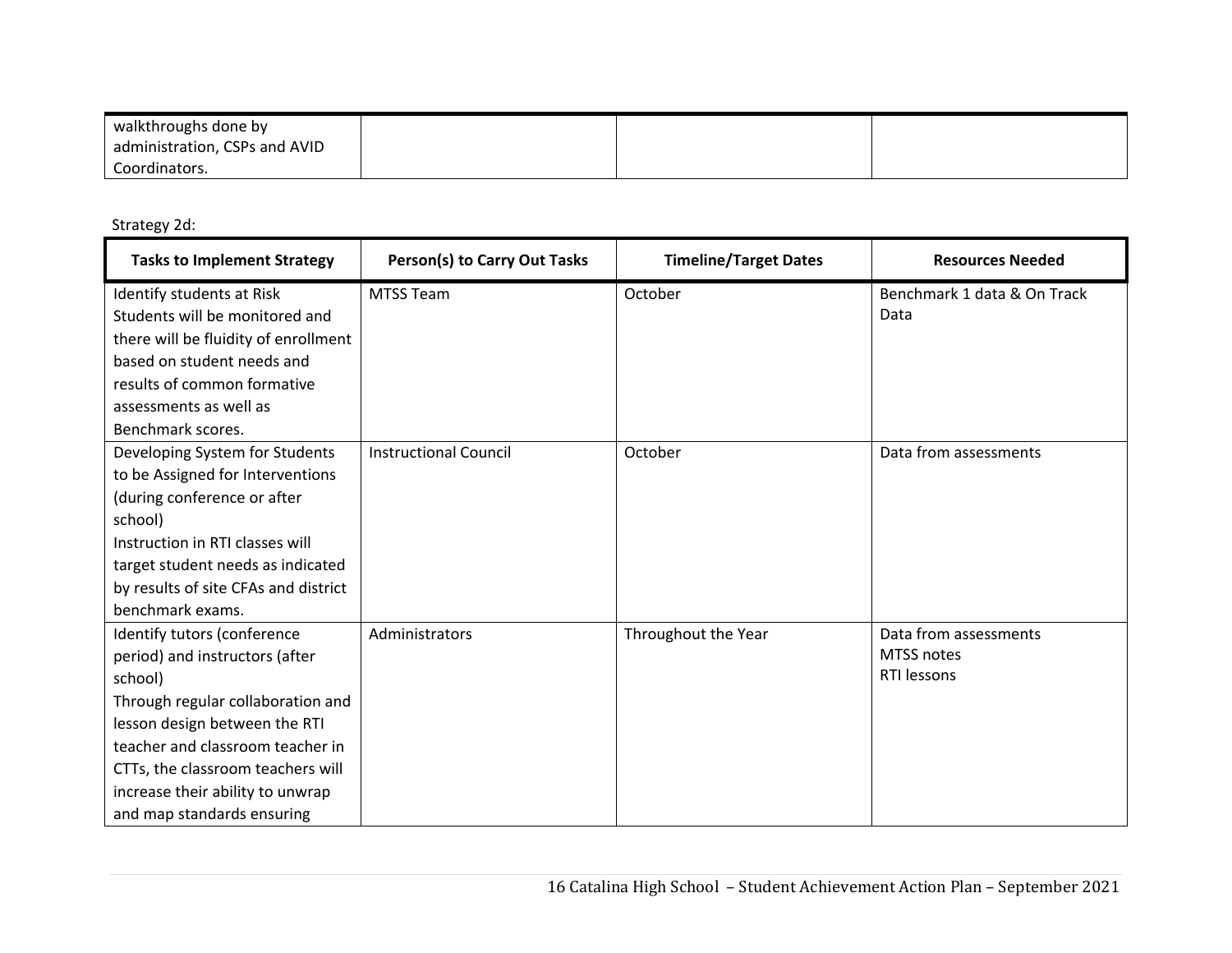| | | | |
|---|---|---|---|
| walkthroughs done by administration, CSPs and AVID Coordinators. | | | |

Strategy 2d:

| Tasks to Implement Strategy | Person(s) to Carry Out Tasks | Timeline/Target Dates | Resources Needed |
|---|---|---|---|
| Identify students at Risk<br>Students will be monitored and there will be fluidity of enrollment based on student needs and results of common formative assessments as well as Benchmark scores. | MTSS Team | October | Benchmark 1 data & On Track Data |
| Developing System for Students to be Assigned for Interventions (during conference or after school)<br>Instruction in RTI classes will target student needs as indicated by results of site CFAs and district benchmark exams. | Instructional Council | October | Data from assessments |
| Identify tutors (conference period) and instructors (after school)<br>Through regular collaboration and lesson design between the RTI teacher and classroom teacher in CTTs, the classroom teachers will increase their ability to unwrap and map standards ensuring | Administrators | Throughout the Year | Data from assessments<br>MTSS notes<br>RTI lessons |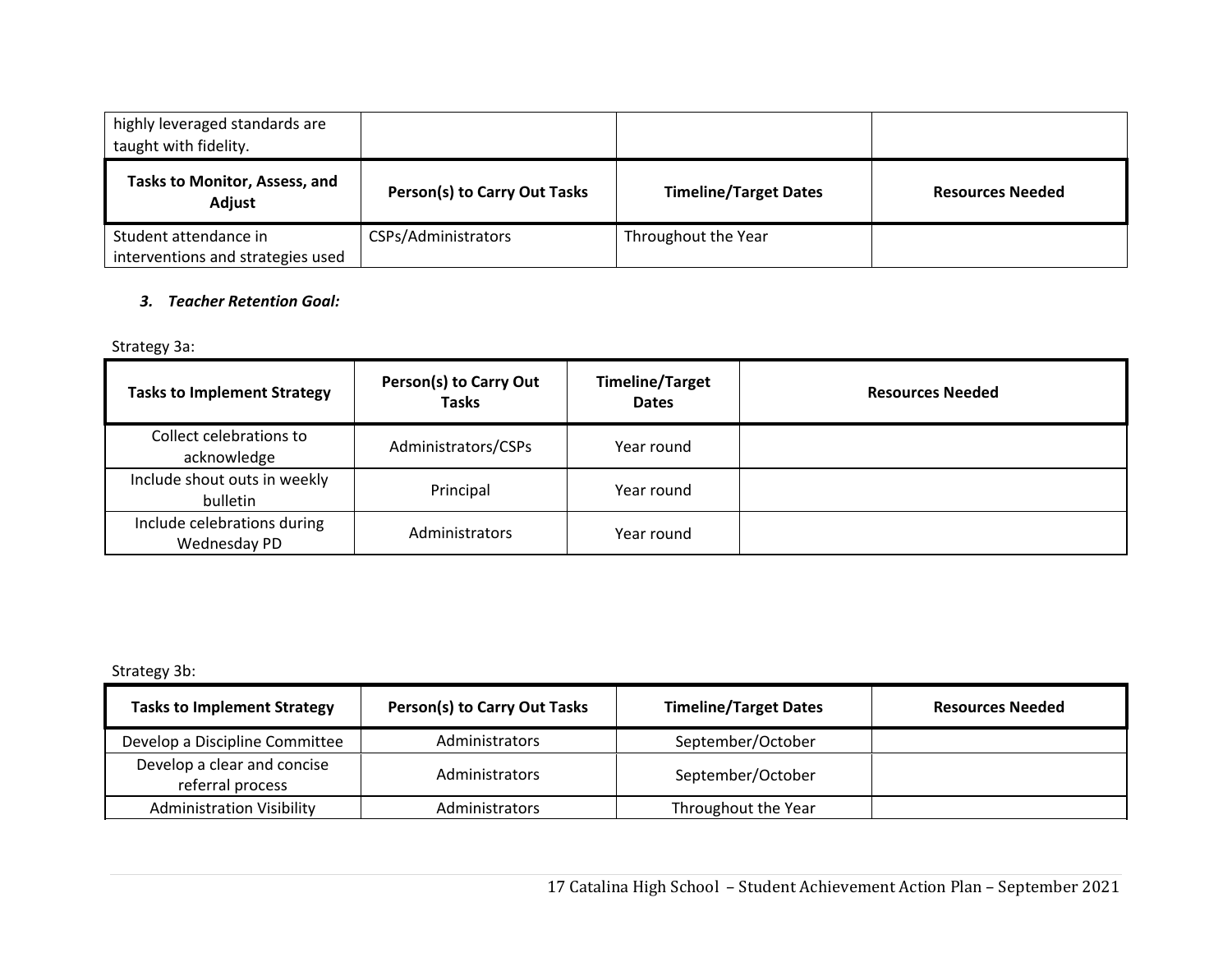| | | | |
|---|---|---|---|
| highly leveraged standards are taught with fidelity. | | | |
| **Tasks to Monitor, Assess, and Adjust** | **Person(s) to Carry Out Tasks** | **Timeline/Target Dates** | **Resources Needed** |
| Student attendance in interventions and strategies used | CSPs/Administrators | Throughout the Year | |

***3. Teacher Retention Goal:***

Strategy 3a:

| Tasks to Implement Strategy | Person(s) to Carry Out Tasks | Timeline/Target Dates | Resources Needed |
|---|---|---|---|
| Collect celebrations to acknowledge | Administrators/CSPs | Year round | |
| Include shout outs in weekly bulletin | Principal | Year round | |
| Include celebrations during Wednesday PD | Administrators | Year round | |

Strategy 3b:

| Tasks to Implement Strategy | Person(s) to Carry Out Tasks | Timeline/Target Dates | Resources Needed |
|---|---|---|---|
| Develop a Discipline Committee | Administrators | September/October | |
| Develop a clear and concise referral process | Administrators | September/October | |
| Administration Visibility | Administrators | Throughout the Year | |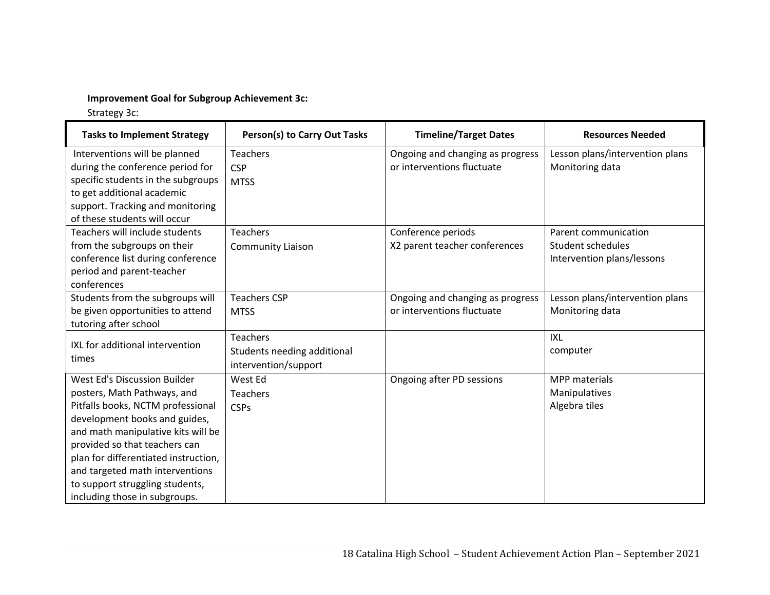**Improvement Goal for Subgroup Achievement 3c:**

Strategy 3c:

| Tasks to Implement Strategy | Person(s) to Carry Out Tasks | Timeline/Target Dates | Resources Needed |
|---|---|---|---|
| Interventions will be planned during the conference period for specific students in the subgroups to get additional academic support. Tracking and monitoring of these students will occur | Teachers<br>CSP<br>MTSS | Ongoing and changing as progress or interventions fluctuate | Lesson plans/intervention plans<br>Monitoring data |
| Teachers will include students from the subgroups on their conference list during conference period and parent-teacher conferences | Teachers<br>Community Liaison | Conference periods<br>X2 parent teacher conferences | Parent communication<br>Student schedules<br>Intervention plans/lessons |
| Students from the subgroups will be given opportunities to attend tutoring after school | Teachers CSP<br>MTSS | Ongoing and changing as progress or interventions fluctuate | Lesson plans/intervention plans<br>Monitoring data |
| IXL for additional intervention times | Teachers<br>Students needing additional intervention/support | | IXL<br>computer |
| West Ed's Discussion Builder posters, Math Pathways, and Pitfalls books, NCTM professional development books and guides, and math manipulative kits will be provided so that teachers can plan for differentiated instruction, and targeted math interventions to support struggling students, including those in subgroups. | West Ed<br>Teachers<br>CSPs | Ongoing after PD sessions | MPP materials<br>Manipulatives<br>Algebra tiles |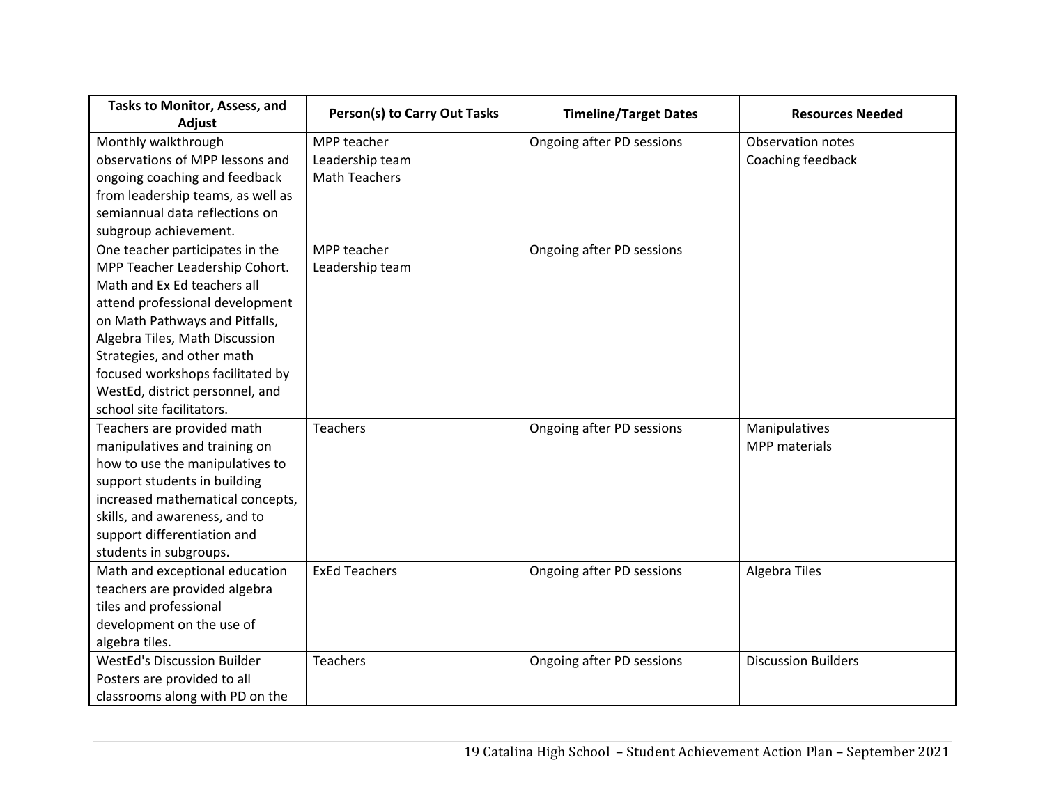| Tasks to Monitor, Assess, and Adjust | Person(s) to Carry Out Tasks | Timeline/Target Dates | Resources Needed |
|---|---|---|---|
| Monthly walkthrough observations of MPP lessons and ongoing coaching and feedback from leadership teams, as well as semiannual data reflections on subgroup achievement. | MPP teacher<br>Leadership team<br>Math Teachers | Ongoing after PD sessions | Observation notes<br>Coaching feedback |
| One teacher participates in the MPP Teacher Leadership Cohort. Math and Ex Ed teachers all attend professional development on Math Pathways and Pitfalls, Algebra Tiles, Math Discussion Strategies, and other math focused workshops facilitated by WestEd, district personnel, and school site facilitators. | MPP teacher<br>Leadership team | Ongoing after PD sessions | |
| Teachers are provided math manipulatives and training on how to use the manipulatives to support students in building increased mathematical concepts, skills, and awareness, and to support differentiation and students in subgroups. | Teachers | Ongoing after PD sessions | Manipulatives<br>MPP materials |
| Math and exceptional education teachers are provided algebra tiles and professional development on the use of algebra tiles. | ExEd Teachers | Ongoing after PD sessions | Algebra Tiles |
| WestEd's Discussion Builder Posters are provided to all classrooms along with PD on the | Teachers | Ongoing after PD sessions | Discussion Builders |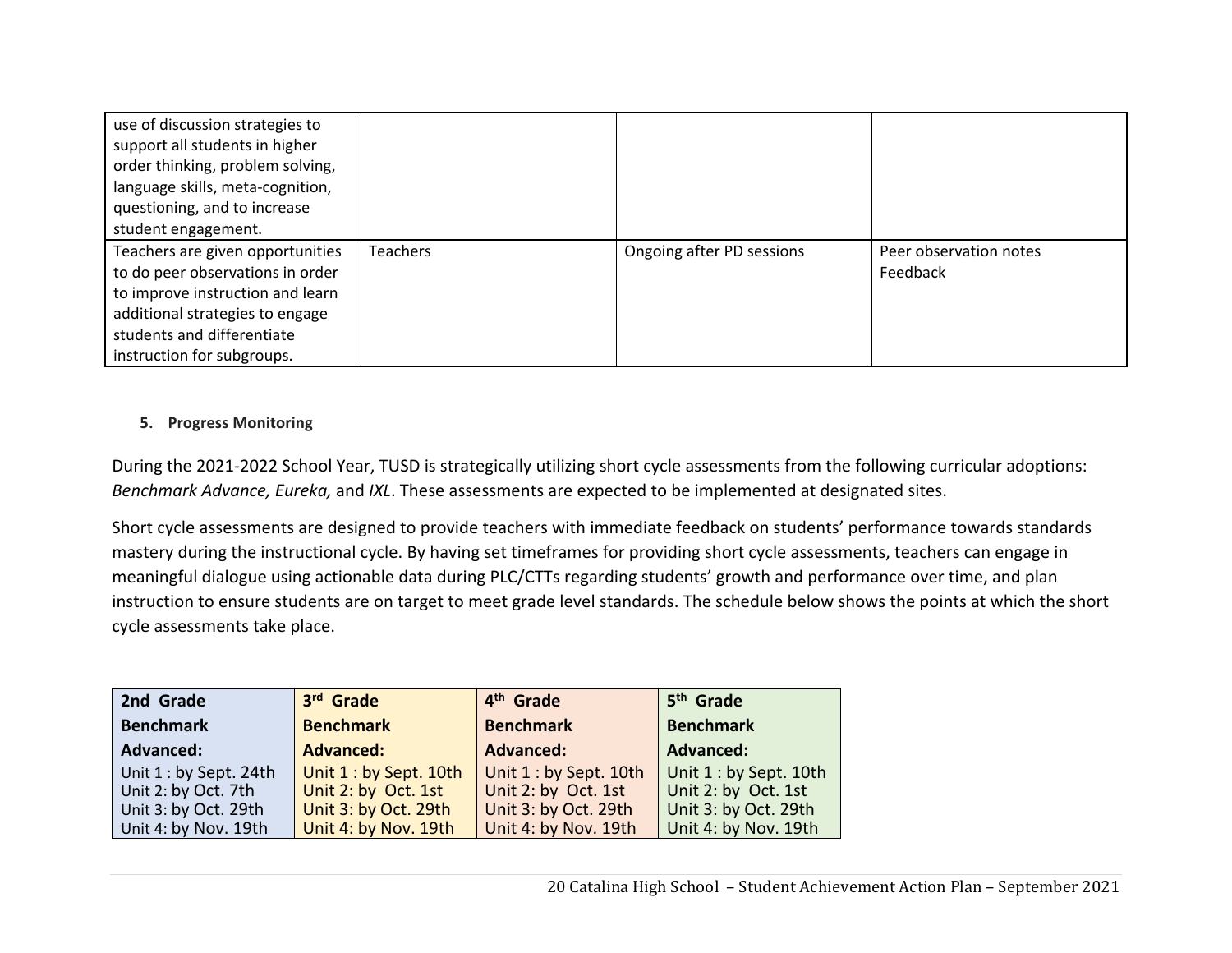| | | | |
|---|---|---|---|
| use of discussion strategies to support all students in higher order thinking, problem solving, language skills, meta-cognition, questioning, and to increase student engagement. | | | |
| Teachers are given opportunities to do peer observations in order to improve instruction and learn additional strategies to engage students and differentiate instruction for subgroups. | Teachers | Ongoing after PD sessions | Peer observation notes<br>Feedback |

5. **Progress Monitoring**

During the 2021-2022 School Year, TUSD is strategically utilizing short cycle assessments from the following curricular adoptions: *Benchmark Advance, Eureka,* and *IXL*. These assessments are expected to be implemented at designated sites.

Short cycle assessments are designed to provide teachers with immediate feedback on students' performance towards standards mastery during the instructional cycle. By having set timeframes for providing short cycle assessments, teachers can engage in meaningful dialogue using actionable data during PLC/CTTs regarding students' growth and performance over time, and plan instruction to ensure students are on target to meet grade level standards. The schedule below shows the points at which the short cycle assessments take place.

| 2nd Grade Benchmark Advanced: | 3rd Grade Benchmark Advanced: | 4th Grade Benchmark Advanced: | 5th Grade Benchmark Advanced: |
|---|---|---|---|
| Unit 1 : by Sept. 24th<br>Unit 2: by Oct. 7th<br>Unit 3: by Oct. 29th<br>Unit 4: by Nov. 19th | Unit 1 : by Sept. 10th<br>Unit 2: by Oct. 1st<br>Unit 3: by Oct. 29th<br>Unit 4: by Nov. 19th | Unit 1 : by Sept. 10th<br>Unit 2: by Oct. 1st<br>Unit 3: by Oct. 29th<br>Unit 4: by Nov. 19th | Unit 1 : by Sept. 10th<br>Unit 2: by Oct. 1st<br>Unit 3: by Oct. 29th<br>Unit 4: by Nov. 19th |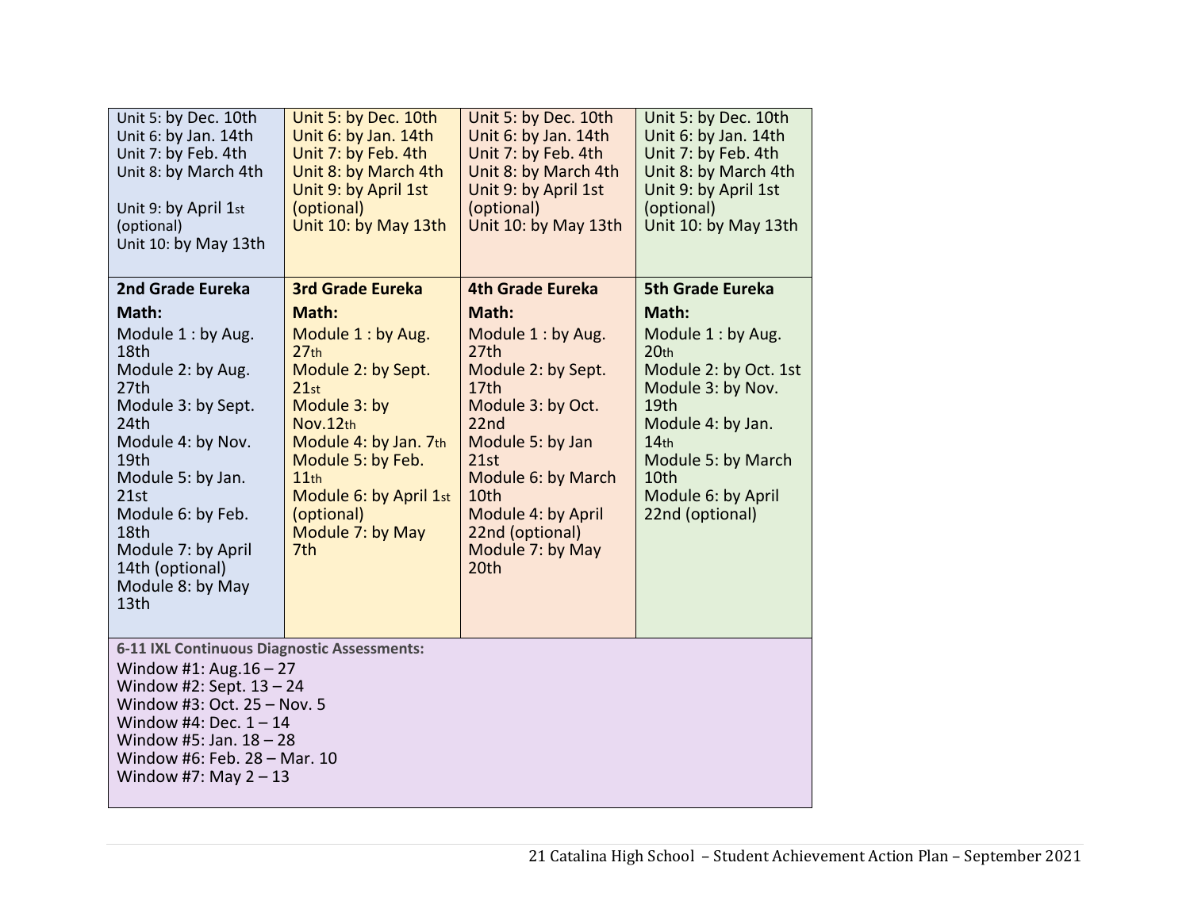| Unit 5: by Dec. 10th<br>Unit 6: by Jan. 14th<br>Unit 7: by Feb. 4th<br>Unit 8: by March 4th<br><br>Unit 9: by April 1st (optional)<br>Unit 10: by May 13th | Unit 5: by Dec. 10th<br>Unit 6: by Jan. 14th<br>Unit 7: by Feb. 4th<br>Unit 8: by March 4th<br>Unit 9: by April 1st (optional)<br>Unit 10: by May 13th | Unit 5: by Dec. 10th<br>Unit 6: by Jan. 14th<br>Unit 7: by Feb. 4th<br>Unit 8: by March 4th<br>Unit 9: by April 1st (optional)<br>Unit 10: by May 13th | Unit 5: by Dec. 10th<br>Unit 6: by Jan. 14th<br>Unit 7: by Feb. 4th<br>Unit 8: by March 4th<br>Unit 9: by April 1st (optional)<br>Unit 10: by May 13th |
|---|---|---|---|
| **2nd Grade Eureka Math:**<br>Module 1 : by Aug. 18th<br>Module 2: by Aug. 27th<br>Module 3: by Sept. 24th<br>Module 4: by Nov. 19th<br>Module 5: by Jan. 21st<br>Module 6: by Feb. 18th<br>Module 7: by April 14th (optional)<br>Module 8: by May 13th | **3rd Grade Eureka Math:**<br>Module 1 : by Aug. 27th<br>Module 2: by Sept. 21st<br>Module 3: by Nov.12th<br>Module 4: by Jan. 7th<br>Module 5: by Feb. 11th<br>Module 6: by April 1st (optional)<br>Module 7: by May 7th | **4th Grade Eureka Math:**<br>Module 1 : by Aug. 27th<br>Module 2: by Sept. 17th<br>Module 3: by Oct. 22nd<br>Module 5: by Jan 21st<br>Module 6: by March 10th<br>Module 4: by April 22nd (optional)<br>Module 7: by May 20th | **5th Grade Eureka Math:**<br>Module 1 : by Aug. 20th<br>Module 2: by Oct. 1st<br>Module 3: by Nov. 19th<br>Module 4: by Jan. 14th<br>Module 5: by March 10th<br>Module 6: by April 22nd (optional) |
| **6-11 IXL Continuous Diagnostic Assessments:**<br>Window #1: Aug.16 – 27<br>Window #2: Sept. 13 – 24<br>Window #3: Oct. 25 – Nov. 5<br>Window #4: Dec. 1 – 14<br>Window #5: Jan. 18 – 28<br>Window #6: Feb. 28 – Mar. 10<br>Window #7: May 2 – 13 | | | |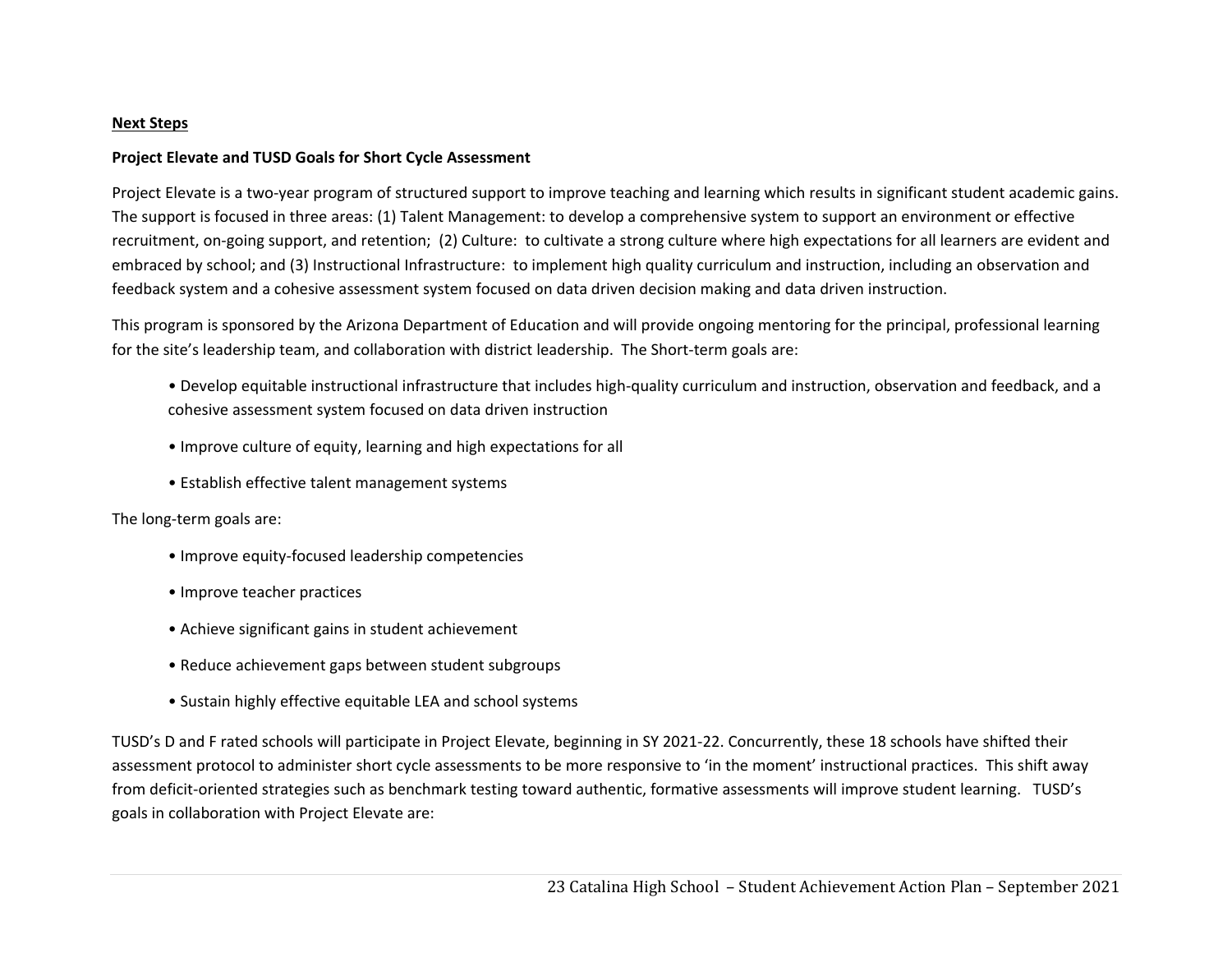**Next Steps**

**Project Elevate and TUSD Goals for Short Cycle Assessment**

Project Elevate is a two-year program of structured support to improve teaching and learning which results in significant student academic gains. The support is focused in three areas: (1) Talent Management: to develop a comprehensive system to support an environment or effective recruitment, on-going support, and retention; (2) Culture: to cultivate a strong culture where high expectations for all learners are evident and embraced by school; and (3) Instructional Infrastructure: to implement high quality curriculum and instruction, including an observation and feedback system and a cohesive assessment system focused on data driven decision making and data driven instruction.

This program is sponsored by the Arizona Department of Education and will provide ongoing mentoring for the principal, professional learning for the site's leadership team, and collaboration with district leadership. The Short-term goals are:

- Develop equitable instructional infrastructure that includes high-quality curriculum and instruction, observation and feedback, and a cohesive assessment system focused on data driven instruction
- Improve culture of equity, learning and high expectations for all
- Establish effective talent management systems

The long-term goals are:

- Improve equity-focused leadership competencies
- Improve teacher practices
- Achieve significant gains in student achievement
- Reduce achievement gaps between student subgroups
- Sustain highly effective equitable LEA and school systems

TUSD's D and F rated schools will participate in Project Elevate, beginning in SY 2021-22. Concurrently, these 18 schools have shifted their assessment protocol to administer short cycle assessments to be more responsive to 'in the moment' instructional practices. This shift away from deficit-oriented strategies such as benchmark testing toward authentic, formative assessments will improve student learning. TUSD's goals in collaboration with Project Elevate are: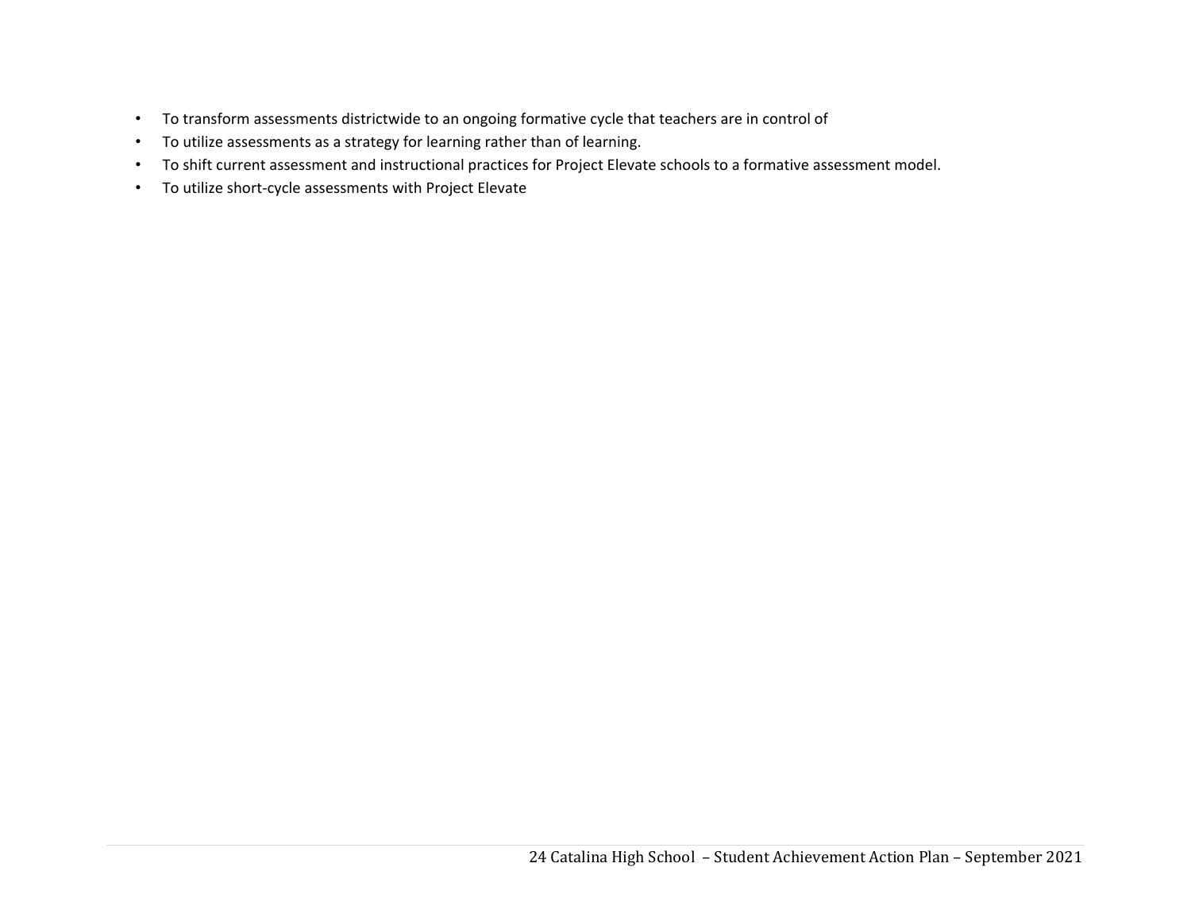- To transform assessments districtwide to an ongoing formative cycle that teachers are in control of
- To utilize assessments as a strategy for learning rather than of learning.
- To shift current assessment and instructional practices for Project Elevate schools to a formative assessment model.
- To utilize short-cycle assessments with Project Elevate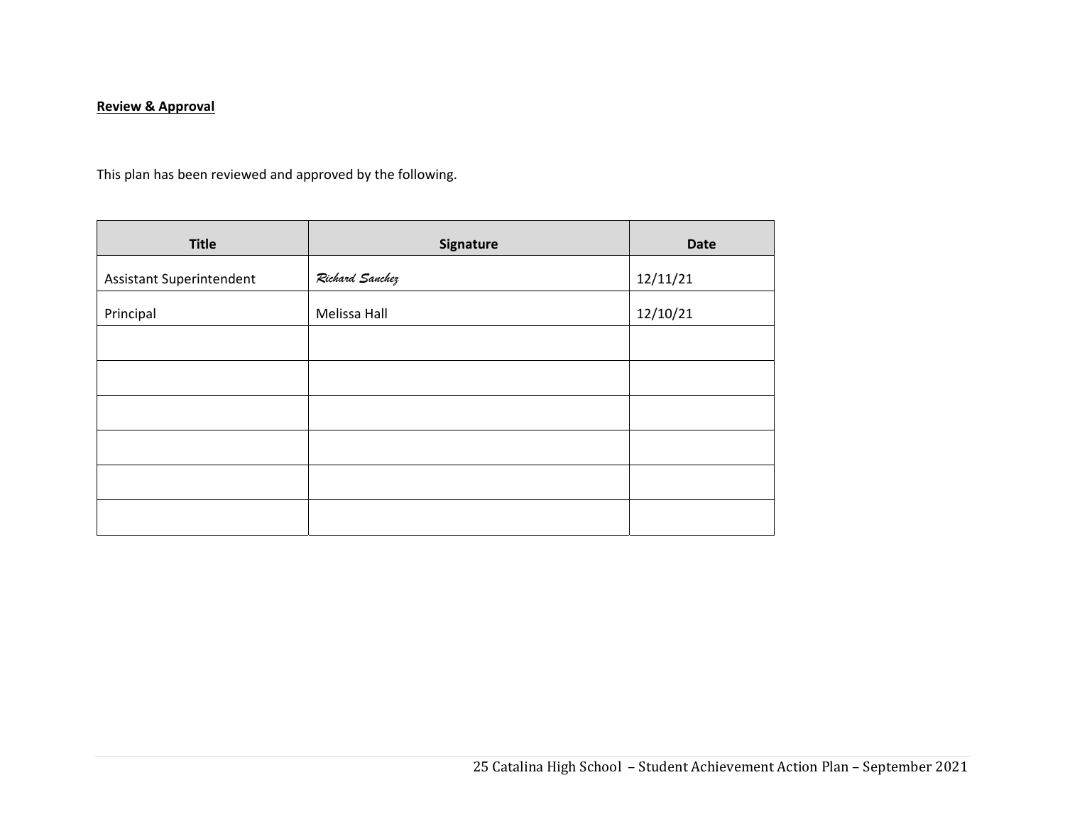**Review & Approval**

This plan has been reviewed and approved by the following.

| Title | Signature | Date |
|---|---|---|
| Assistant Superintendent | *Richard Sanchez* | 12/11/21 |
| Principal | Melissa Hall | 12/10/21 |
| | | |
| | | |
| | | |
| | | |
| | | |
| | | |